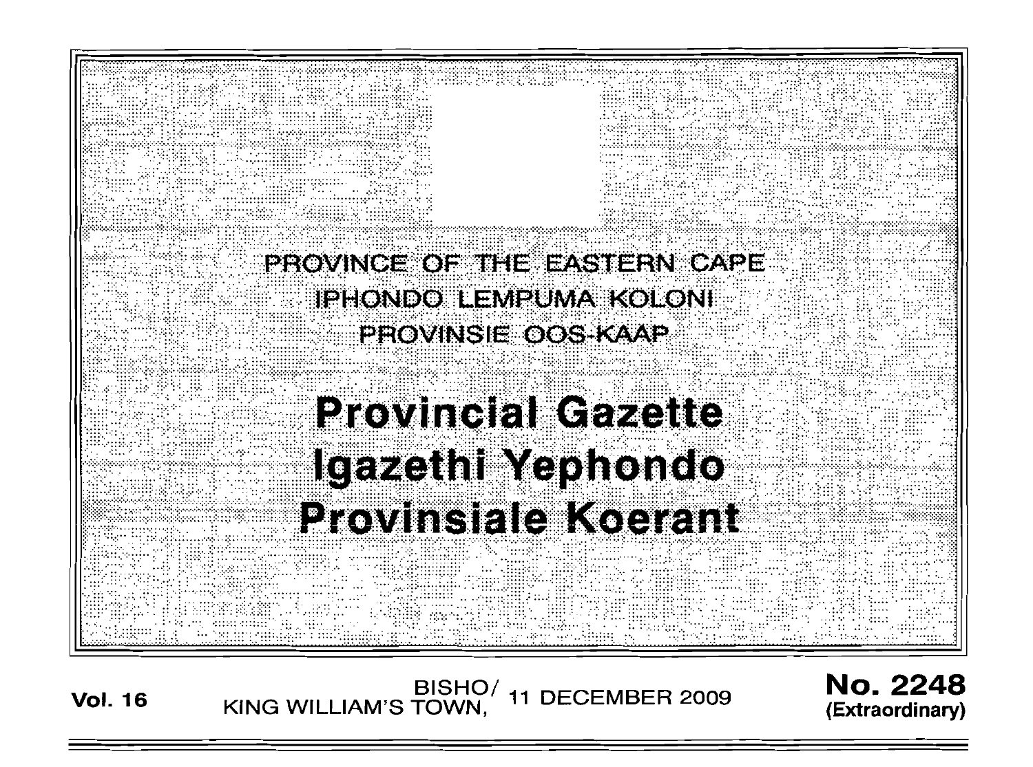PROVINCE OF THE EASTERN CAPE

IPHONDO LEMPUMA KOLONI

PROVINSIE OOS-KAAP

# Provincial Gazette
# Igazethi Yephondo
# Provinsiale Koerant

**Vol. 16** BISHO/ KING WILLIAM'S TOWN, 11 DECEMBER 2009 **No. 2248 (Extraordinary)**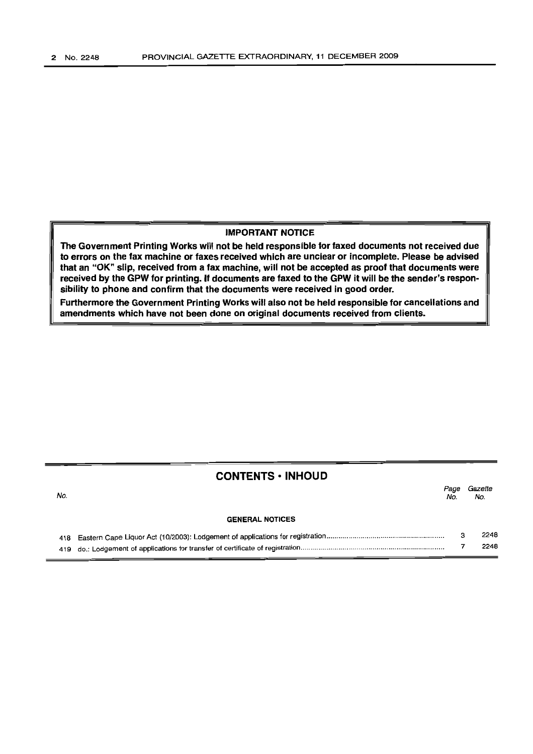**IMPORTANT NOTICE**

**The Government Printing Works will not be held responsible for faxed documents not received due to errors on the fax machine or faxes received which are unclear or incomplete. Please be advised that an "OK" slip, received from a fax machine, will not be accepted as proof that documents were received by the GPW for printing. If documents are faxed to the GPW it will be the sender's responsibility to phone and confirm that the documents were received in good order.**

**Furthermore the Government Printing Works will also not be held responsible for cancellations and amendments which have not been done on original documents received from clients.**

## CONTENTS • INHOUD

| No. | | Page No. | Gazette No. |
|---|---|---|---|
| | **GENERAL NOTICES** | | |
| 418 | Eastern Cape Liquor Act (10/2003): Lodgement of applications for registration | 3 | 2248 |
| 419 | do.: Lodgement of applications for transfer of certificate of registration | 7 | 2248 |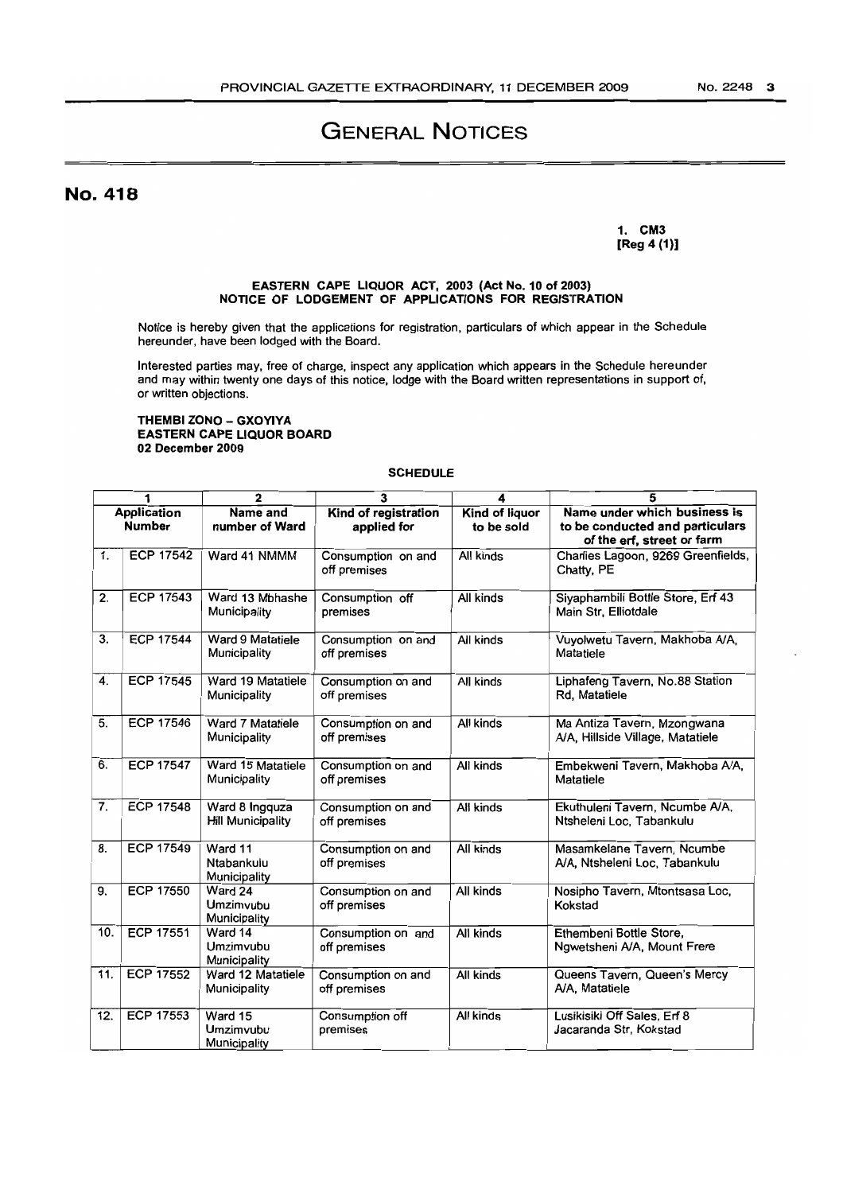# GENERAL NOTICES

## No. 418

**1. CM3**
**[Reg 4 (1)]**

**EASTERN CAPE LIQUOR ACT, 2003 (Act No. 10 of 2003)**
**NOTICE OF LODGEMENT OF APPLICATIONS FOR REGISTRATION**

Notice is hereby given that the applications for registration, particulars of which appear in the Schedule hereunder, have been lodged with the Board.

Interested parties may, free of charge, inspect any application which appears in the Schedule hereunder and may within twenty one days of this notice, lodge with the Board written representations in support of, or written objections.

**THEMBI ZONO – GXOYIYA**
**EASTERN CAPE LIQUOR BOARD**
**02 December 2009**

**SCHEDULE**

| 1 | | 2 | 3 | 4 | 5 |
|---|---|---|---|---|---|
| **Application Number** | | **Name and number of Ward** | **Kind of registration applied for** | **Kind of liquor to be sold** | **Name under which business is to be conducted and particulars of the erf, street or farm** |
| 1. | ECP 17542 | Ward 41 NMMM | Consumption on and off premises | All kinds | Charlies Lagoon, 9269 Greenfields, Chatty, PE |
| 2. | ECP 17543 | Ward 13 Mbhashe Municipality | Consumption off premises | All kinds | Siyaphambili Bottle Store, Erf 43 Main Str, Elliotdale |
| 3. | ECP 17544 | Ward 9 Matatiele Municipality | Consumption on and off premises | All kinds | Vuyolwetu Tavern, Makhoba A/A, Matatiele |
| 4. | ECP 17545 | Ward 19 Matatiele Municipality | Consumption on and off premises | All kinds | Liphafeng Tavern, No.88 Station Rd, Matatiele |
| 5. | ECP 17546 | Ward 7 Matatiele Municipality | Consumption on and off premises | All kinds | Ma Antiza Tavern, Mzongwana A/A, Hillside Village, Matatiele |
| 6. | ECP 17547 | Ward 15 Matatiele Municipality | Consumption on and off premises | All kinds | Embekweni Tavern, Makhoba A/A, Matatiele |
| 7. | ECP 17548 | Ward 8 Ingquza Hill Municipality | Consumption on and off premises | All kinds | Ekuthuleni Tavern, Ncumbe A/A, Ntsheleni Loc, Tabankulu |
| 8. | ECP 17549 | Ward 11 Ntabankulu Municipality | Consumption on and off premises | All kinds | Masamkelane Tavern, Ncumbe A/A, Ntsheleni Loc, Tabankulu |
| 9. | ECP 17550 | Ward 24 Umzimvubu Municipality | Consumption on and off premises | All kinds | Nosipho Tavern, Mtontsasa Loc, Kokstad |
| 10. | ECP 17551 | Ward 14 Umzimvubu Municipality | Consumption on and off premises | All kinds | Ethembeni Bottle Store, Ngwetsheni A/A, Mount Frere |
| 11. | ECP 17552 | Ward 12 Matatiele Municipality | Consumption on and off premises | All kinds | Queens Tavern, Queen's Mercy A/A, Matatiele |
| 12. | ECP 17553 | Ward 15 Umzimvubu Municipality | Consumption off premises | All kinds | Lusikisiki Off Sales, Erf 8 Jacaranda Str, Kokstad |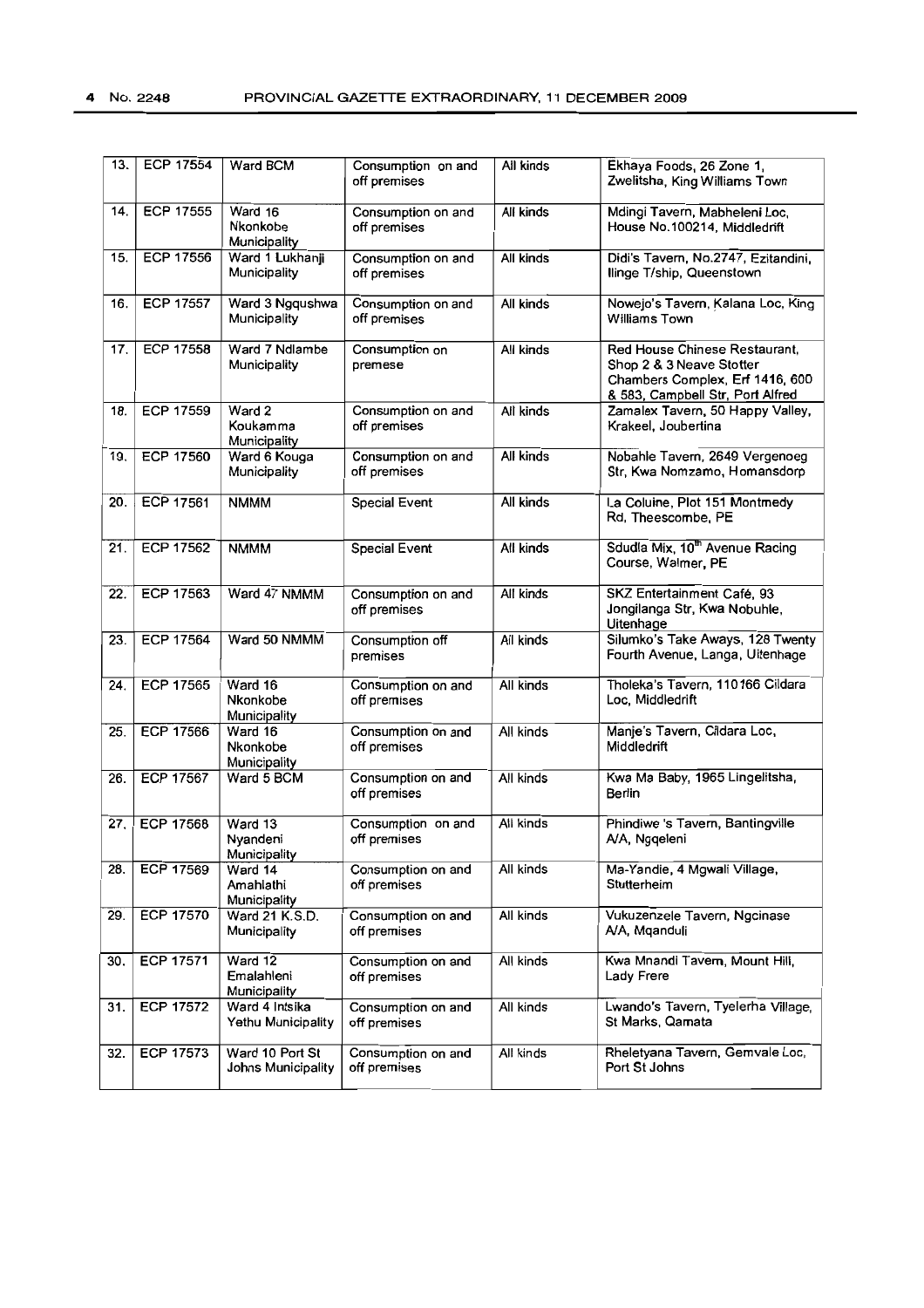| 13. | ECP 17554 | Ward BCM | Consumption on and off premises | All kinds | Ekhaya Foods, 26 Zone 1, Zwelitsha, King Williams Town |
|---|---|---|---|---|---|
| 14. | ECP 17555 | Ward 16 Nkonkobe Municipality | Consumption on and off premises | All kinds | Mdingi Tavern, Mabheleni Loc, House No.100214, Middledrift |
| 15. | ECP 17556 | Ward 1 Lukhanji Municipality | Consumption on and off premises | All kinds | Didi's Tavern, No.2747, Ezitandini, Ilinge T/ship, Queenstown |
| 16. | ECP 17557 | Ward 3 Ngqushwa Municipality | Consumption on and off premises | All kinds | Nowejo's Tavern, Kalana Loc, King Williams Town |
| 17. | ECP 17558 | Ward 7 Ndlambe Municipality | Consumption on premese | All kinds | Red House Chinese Restaurant, Shop 2 & 3 Neave Stotter Chambers Complex, Erf 1416, 600 & 583, Campbell Str, Port Alfred |
| 18. | ECP 17559 | Ward 2 Koukamma Municipality | Consumption on and off premises | All kinds | Zamalex Tavern, 50 Happy Valley, Krakeel, Joubertina |
| 19. | ECP 17560 | Ward 6 Kouga Municipality | Consumption on and off premises | All kinds | Nobahle Tavern, 2649 Vergenoeg Str, Kwa Nomzamo, Homansdorp |
| 20. | ECP 17561 | NMMM | Special Event | All kinds | La Coluine, Plot 151 Montmedy Rd, Theescombe, PE |
| 21. | ECP 17562 | NMMM | Special Event | All kinds | Sdudla Mix, 10th Avenue Racing Course, Walmer, PE |
| 22. | ECP 17563 | Ward 47 NMMM | Consumption on and off premises | All kinds | SKZ Entertainment Café, 93 Jongilanga Str, Kwa Nobuhle, Uitenhage |
| 23. | ECP 17564 | Ward 50 NMMM | Consumption off premises | All kinds | Silumko's Take Aways, 128 Twenty Fourth Avenue, Langa, Uitenhage |
| 24. | ECP 17565 | Ward 16 Nkonkobe Municipality | Consumption on and off premises | All kinds | Tholeka's Tavern, 110166 Cildara Loc, Middledrift |
| 25. | ECP 17566 | Ward 16 Nkonkobe Municipality | Consumption on and off premises | All kinds | Manje's Tavern, Cildara Loc, Middledrift |
| 26. | ECP 17567 | Ward 5 BCM | Consumption on and off premises | All kinds | Kwa Ma Baby, 1965 Lingelitsha, Berlin |
| 27. | ECP 17568 | Ward 13 Nyandeni Municipality | Consumption on and off premises | All kinds | Phindiwe 's Tavern, Bantingville A/A, Ngqeleni |
| 28. | ECP 17569 | Ward 14 Amahlathi Municipality | Consumption on and off premises | All kinds | Ma-Yandie, 4 Mgwali Village, Stutterheim |
| 29. | ECP 17570 | Ward 21 K.S.D. Municipality | Consumption on and off premises | All kinds | Vukuzenzele Tavern, Ngcinase A/A, Mqanduli |
| 30. | ECP 17571 | Ward 12 Emalahleni Municipality | Consumption on and off premises | All kinds | Kwa Mnandi Tavern, Mount Hill, Lady Frere |
| 31. | ECP 17572 | Ward 4 Intsika Yethu Municipality | Consumption on and off premises | All kinds | Lwando's Tavern, Tyelerha Village, St Marks, Qamata |
| 32. | ECP 17573 | Ward 10 Port St Johns Municipality | Consumption on and off premises | All kinds | Rheletyana Tavern, Gemvale Loc, Port St Johns |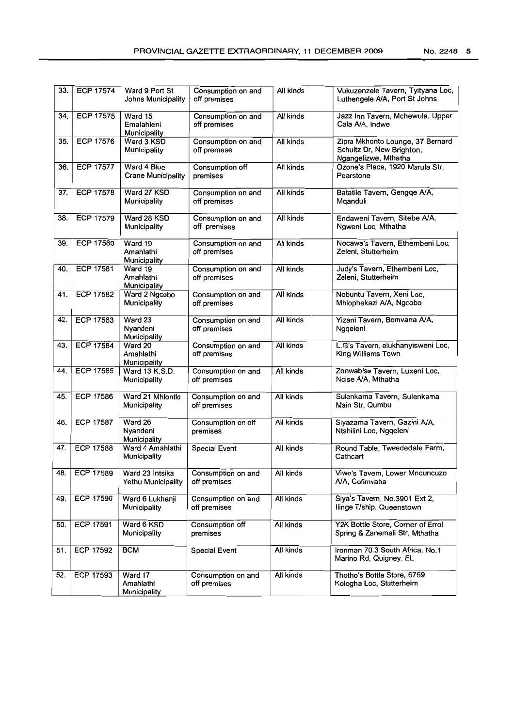| 33. | ECP 17574 | Ward 9 Port St Johns Municipality | Consumption on and off premises | All kinds | Vukuzenzele Tavern, Tyityana Loc, Luthengele A/A, Port St Johns |
|---|---|---|---|---|---|
| 34. | ECP 17575 | Ward 15 Emalahleni Municipality | Consumption on and off premises | All kinds | Jazz Inn Tavern, Mchewula, Upper Cala A/A, Indwe |
| 35. | ECP 17576 | Ward 3 KSD Municipality | Consumption on and off premese | All kinds | Zipra Mkhonto Lounge, 37 Bernard Schultz Dr, New Brighton, Ngangelizwe, Mthatha |
| 36. | ECP 17577 | Ward 4 Blue Crane Municipality | Consumption off premises | All kinds | Ozone's Place, 1920 Marula Str, Pearstone |
| 37. | ECP 17578 | Ward 27 KSD Municipality | Consumption on and off premises | All kinds | Batatile Tavern, Gengqe A/A, Mqanduli |
| 38. | ECP 17579 | Ward 28 KSD Municipality | Consumption on and off premises | All kinds | Endaweni Tavern, Sitebe A/A, Ngweni Loc, Mthatha |
| 39. | ECP 17580 | Ward 19 Amahlathi Municipality | Consumption on and off premises | All kinds | Nocawa's Tavern, Ethembeni Loc, Zeleni, Stutterheim |
| 40. | ECP 17581 | Ward 19 Amahlathi Municipality | Consumption on and off premises | All kinds | Judy's Tavern, Ethembeni Loc, Zeleni, Stutterheim |
| 41. | ECP 17582 | Ward 2 Ngcobo Municipality | Consumption on and off premises | All kinds | Nobuntu Tavern, Xeni Loc, Mhlophekazi A/A, Ngcobo |
| 42. | ECP 17583 | Ward 23 Nyandeni Municipality | Consumption on and off premises | All kinds | Yizani Tavern, Bomvana A/A, Ngqeleni |
| 43. | ECP 17584 | Ward 20 Amahlathi Municipality | Consumption on and off premises | All kinds | L.G's Tavern, elukhanyisweni Loc, King Williams Town |
| 44. | ECP 17585 | Ward 13 K.S.D. Municipality | Consumption on and off premises | All kinds | Zonwabise Tavern, Luxeni Loc, Ncise A/A, Mthatha |
| 45. | ECP 17586 | Ward 21 Mhlontlo Municipality | Consumption on and off premises | All kinds | Sulenkama Tavern, Sulenkama Main Str, Qumbu |
| 46. | ECP 17587 | Ward 26 Nyandeni Municipality | Consumption on off premises | All kinds | Siyazama Tavern, Gazini A/A, Ntshilini Loc, Ngqeleni |
| 47. | ECP 17588 | Ward 4 Amahlathi Municipality | Special Event | All kinds | Round Table, Tweededale Farm, Cathcart |
| 48. | ECP 17589 | Ward 23 Intsika Yethu Municipality | Consumption on and off premises | All kinds | Viwe's Tavern, Lower Mncuncuzo A/A, Cofimvaba |
| 49. | ECP 17590 | Ward 6 Lukhanji Municipality | Consumption on and off premises | All kinds | Siya's Tavern, No.3901 Ext 2, Ilinge T/ship, Queenstown |
| 50. | ECP 17591 | Ward 6 KSD Municipality | Consumption off premises | All kinds | Y2K Bottle Store, Corner of Errol Spring & Zanemali Str, Mthatha |
| 51. | ECP 17592 | BCM | Special Event | All kinds | Ironman 70.3 South Africa, No.1 Marino Rd, Quigney, EL |
| 52. | ECP 17593 | Ward 17 Amahlathi Municipality | Consumption on and off premises | All kinds | Thotho's Bottle Store, 6769 Kologha Loc, Stutterheim |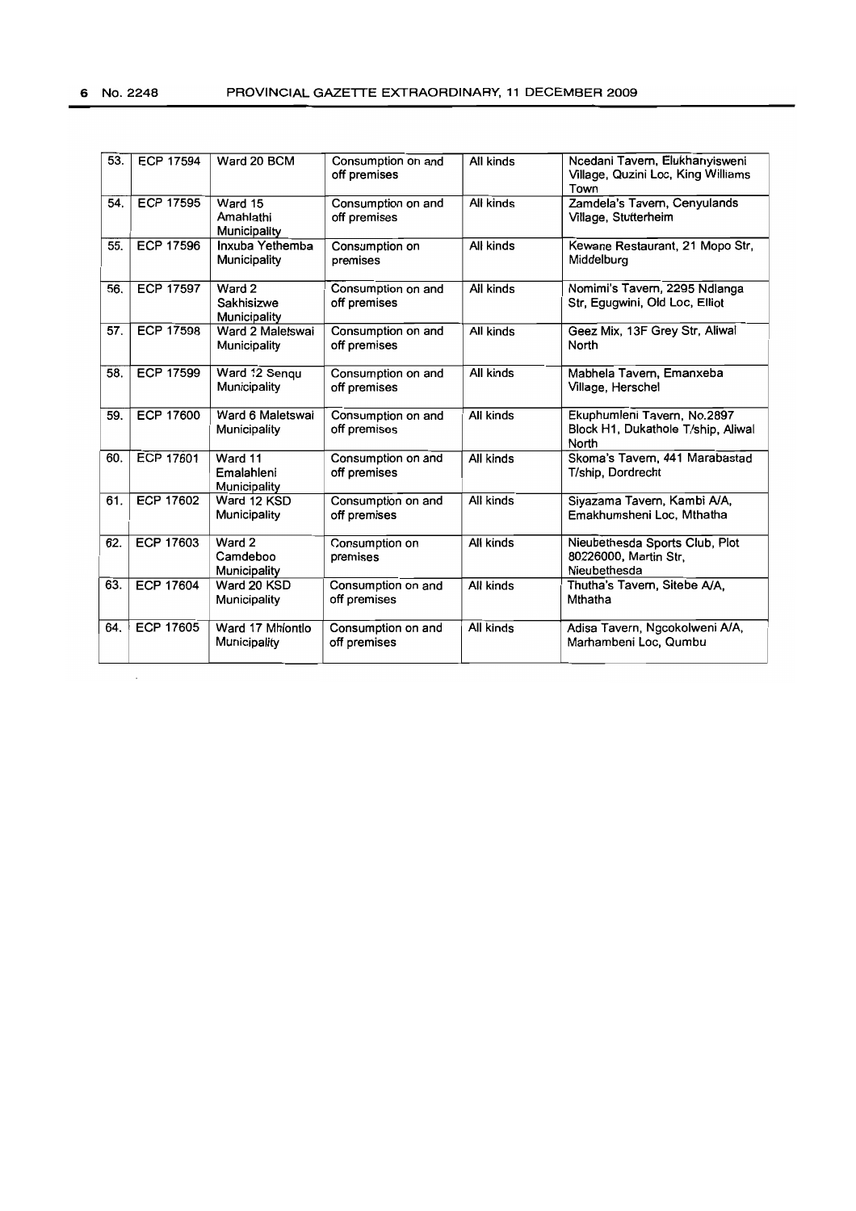| 53. | ECP 17594 | Ward 20 BCM | Consumption on and off premises | All kinds | Ncedani Tavern, Elukhanyisweni Village, Quzini Loc, King Williams Town |
|---|---|---|---|---|---|
| 54. | ECP 17595 | Ward 15 Amahlathi Municipality | Consumption on and off premises | All kinds | Zamdela's Tavern, Cenyulands Village, Stutterheim |
| 55. | ECP 17596 | Inxuba Yethemba Municipality | Consumption on premises | All kinds | Kewane Restaurant, 21 Mopo Str, Middelburg |
| 56. | ECP 17597 | Ward 2 Sakhisizwe Municipality | Consumption on and off premises | All kinds | Nomimi's Tavern, 2295 Ndlanga Str, Egugwini, Old Loc, Elliot |
| 57. | ECP 17598 | Ward 2 Maletswai Municipality | Consumption on and off premises | All kinds | Geez Mix, 13F Grey Str, Aliwal North |
| 58. | ECP 17599 | Ward 12 Senqu Municipality | Consumption on and off premises | All kinds | Mabhela Tavern, Emanxeba Village, Herschel |
| 59. | ECP 17600 | Ward 6 Maletswai Municipality | Consumption on and off premises | All kinds | Ekuphumleni Tavern, No.2897 Block H1, Dukathole T/ship, Aliwal North |
| 60. | ECP 17601 | Ward 11 Emalahleni Municipality | Consumption on and off premises | All kinds | Skoma's Tavern, 441 Marabastad T/ship, Dordrecht |
| 61. | ECP 17602 | Ward 12 KSD Municipality | Consumption on and off premises | All kinds | Siyazama Tavern, Kambi A/A, Emakhumsheni Loc, Mthatha |
| 62. | ECP 17603 | Ward 2 Camdeboo Municipality | Consumption on premises | All kinds | Nieubethesda Sports Club, Plot 80226000, Martin Str, Nieubethesda |
| 63. | ECP 17604 | Ward 20 KSD Municipality | Consumption on and off premises | All kinds | Thutha's Tavern, Sitebe A/A, Mthatha |
| 64. | ECP 17605 | Ward 17 Mhlontlo Municipality | Consumption on and off premises | All kinds | Adisa Tavern, Ngcokolweni A/A, Marhambeni Loc, Qumbu |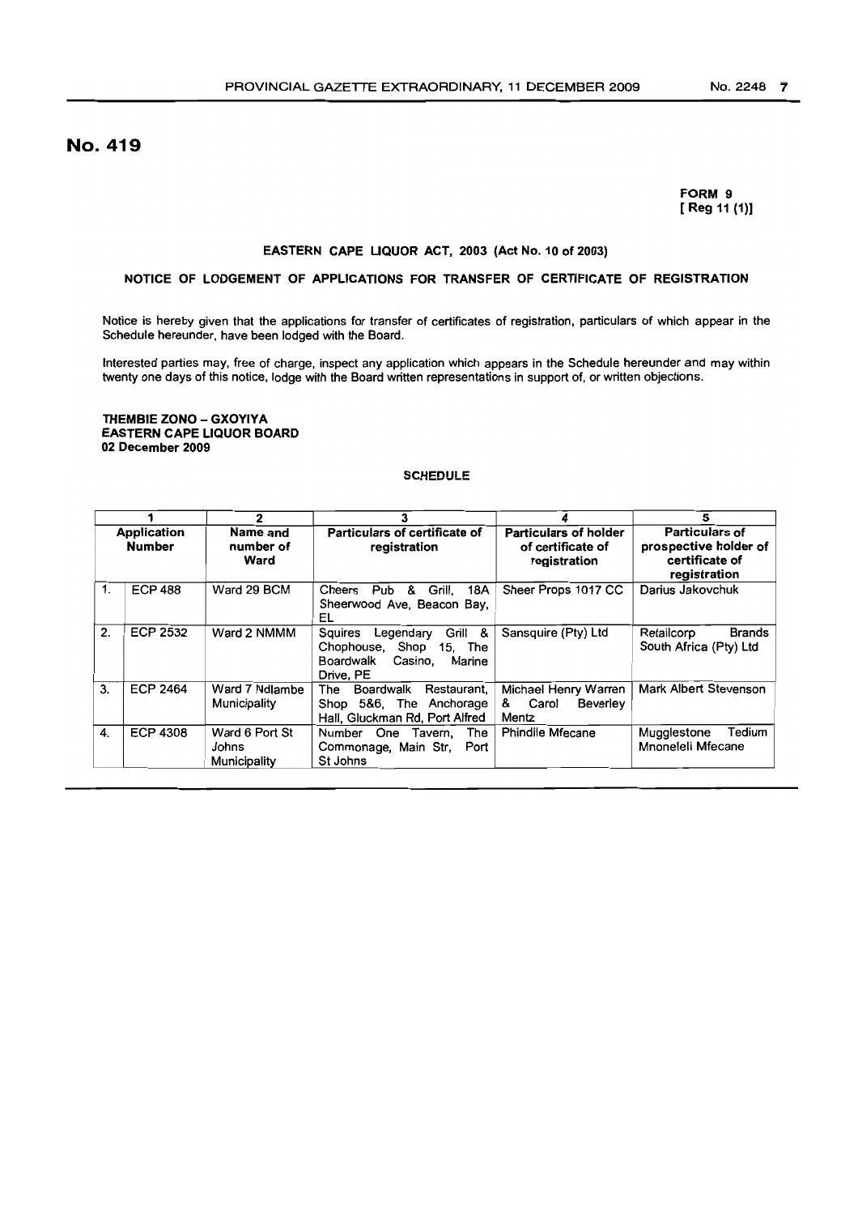# No. 419

**FORM 9**
**[ Reg 11 (1)]**

**EASTERN CAPE LIQUOR ACT, 2003 (Act No. 10 of 2003)**

**NOTICE OF LODGEMENT OF APPLICATIONS FOR TRANSFER OF CERTIFICATE OF REGISTRATION**

Notice is hereby given that the applications for transfer of certificates of registration, particulars of which appear in the Schedule hereunder, have been lodged with the Board.

Interested parties may, free of charge, inspect any application which appears in the Schedule hereunder and may within twenty one days of this notice, lodge with the Board written representations in support of, or written objections.

**THEMBIE ZONO – GXOYIYA**
**EASTERN CAPE LIQUOR BOARD**
**02 December 2009**

**SCHEDULE**

| 1 | | 2 | 3 | 4 | 5 |
|---|---|---|---|---|---|
| **Application Number** | | **Name and number of Ward** | **Particulars of certificate of registration** | **Particulars of holder of certificate of registration** | **Particulars of prospective holder of certificate of registration** |
| 1. | ECP 488 | Ward 29 BCM | Cheers Pub & Grill, 18A Sheerwood Ave, Beacon Bay, EL | Sheer Props 1017 CC | Darius Jakovchuk |
| 2. | ECP 2532 | Ward 2 NMMM | Squires Legendary Grill & Chophouse, Shop 15, The Boardwalk Casino, Marine Drive, PE | Sansquire (Pty) Ltd | Retailcorp Brands South Africa (Pty) Ltd |
| 3. | ECP 2464 | Ward 7 Ndlambe Municipality | The Boardwalk Restaurant, Shop 5&6, The Anchorage Hall, Gluckman Rd, Port Alfred | Michael Henry Warren & Carol Beverley Mentz | Mark Albert Stevenson |
| 4. | ECP 4308 | Ward 6 Port St Johns Municipality | Number One Tavern, The Commonage, Main Str, Port St Johns | Phindile Mfecane | Mugglestone Tedium Mnoneleli Mfecane |